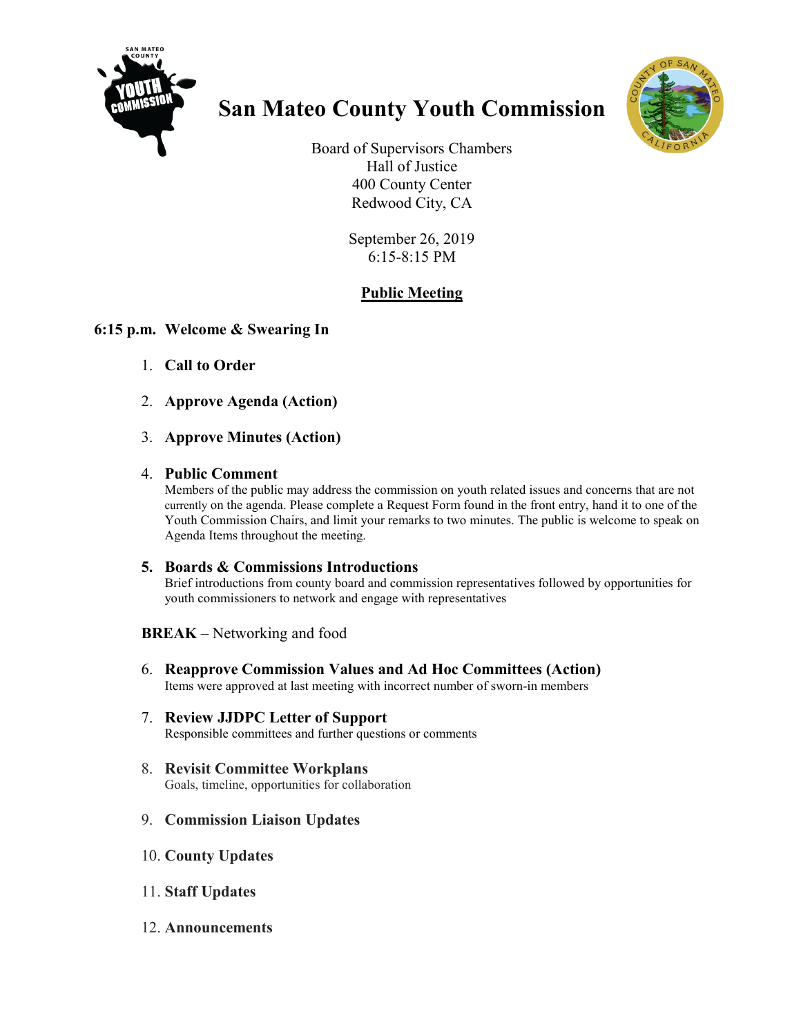# San Mateo County Youth Commission

Board of Supervisors Chambers
Hall of Justice
400 County Center
Redwood City, CA

September 26, 2019
6:15-8:15 PM

## Public Meeting

**6:15 p.m. Welcome & Swearing In**

1. **Call to Order**
2. **Approve Agenda (Action)**
3. **Approve Minutes (Action)**
4. **Public Comment**
   Members of the public may address the commission on youth related issues and concerns that are not currently on the agenda. Please complete a Request Form found in the front entry, hand it to one of the Youth Commission Chairs, and limit your remarks to two minutes. The public is welcome to speak on Agenda Items throughout the meeting.
5. **Boards & Commissions Introductions**
   Brief introductions from county board and commission representatives followed by opportunities for youth commissioners to network and engage with representatives

**BREAK** – Networking and food

6. **Reapprove Commission Values and Ad Hoc Committees (Action)**
   Items were approved at last meeting with incorrect number of sworn-in members
7. **Review JJDPC Letter of Support**
   Responsible committees and further questions or comments
8. **Revisit Committee Workplans**
   Goals, timeline, opportunities for collaboration
9. **Commission Liaison Updates**
10. **County Updates**
11. **Staff Updates**
12. **Announcements**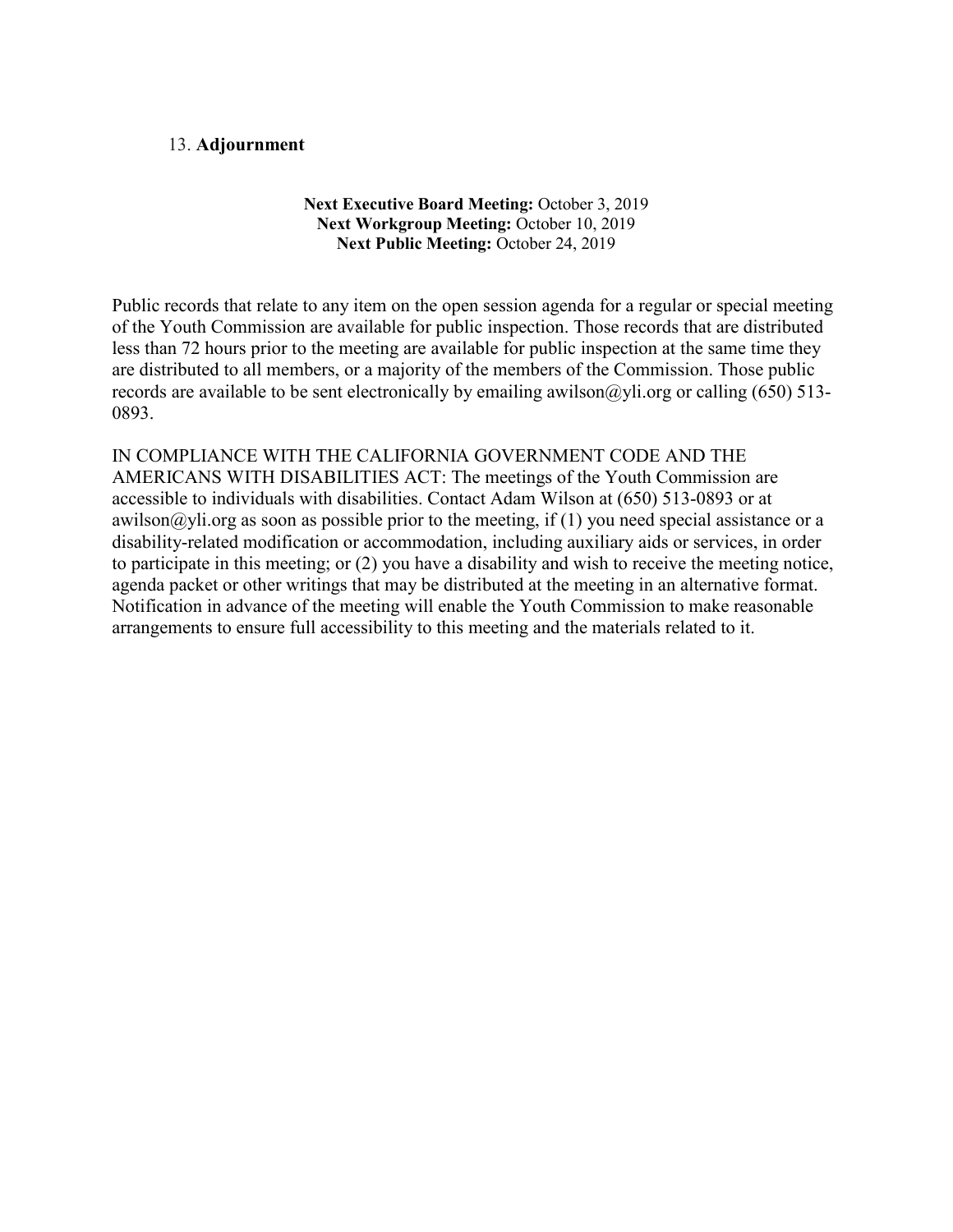13. **Adjournment**

**Next Executive Board Meeting:** October 3, 2019
**Next Workgroup Meeting:** October 10, 2019
**Next Public Meeting:** October 24, 2019

Public records that relate to any item on the open session agenda for a regular or special meeting of the Youth Commission are available for public inspection. Those records that are distributed less than 72 hours prior to the meeting are available for public inspection at the same time they are distributed to all members, or a majority of the members of the Commission. Those public records are available to be sent electronically by emailing awilson@yli.org or calling (650) 513-0893.

IN COMPLIANCE WITH THE CALIFORNIA GOVERNMENT CODE AND THE AMERICANS WITH DISABILITIES ACT: The meetings of the Youth Commission are accessible to individuals with disabilities. Contact Adam Wilson at (650) 513-0893 or at awilson@yli.org as soon as possible prior to the meeting, if (1) you need special assistance or a disability-related modification or accommodation, including auxiliary aids or services, in order to participate in this meeting; or (2) you have a disability and wish to receive the meeting notice, agenda packet or other writings that may be distributed at the meeting in an alternative format. Notification in advance of the meeting will enable the Youth Commission to make reasonable arrangements to ensure full accessibility to this meeting and the materials related to it.